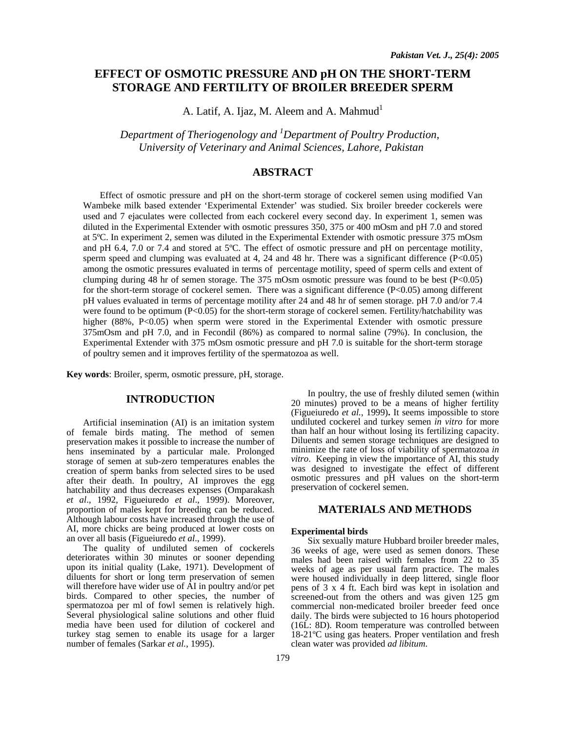# EFFECT OF OSMOTIC PRESSURE AND pH ON THE SHORT-TERM STORAGE AND FERTILITY OF BROILER BREEDER SPERM

A. Latif, A. Ijaz, M. Aleem and A. Mahmud[1]

*Department of Theriogenology and [1]Department of Poultry Production, University of Veterinary and Animal Sciences, Lahore, Pakistan*

## ABSTRACT

Effect of osmotic pressure and pH on the short-term storage of cockerel semen using modified Van Wambeke milk based extender 'Experimental Extender' was studied. Six broiler breeder cockerels were used and 7 ejaculates were collected from each cockerel every second day. In experiment 1, semen was diluted in the Experimental Extender with osmotic pressures 350, 375 or 400 mOsm and pH 7.0 and stored at 5ºC. In experiment 2, semen was diluted in the Experimental Extender with osmotic pressure 375 mOsm and pH 6.4, 7.0 or 7.4 and stored at 5ºC. The effect of osmotic pressure and pH on percentage motility, sperm speed and clumping was evaluated at 4, 24 and 48 hr. There was a significant difference ($P<0.05$) among the osmotic pressures evaluated in terms of percentage motility, speed of sperm cells and extent of clumping during 48 hr of semen storage. The 375 mOsm osmotic pressure was found to be best ($P<0.05$) for the short-term storage of cockerel semen. There was a significant difference ($P<0.05$) among different pH values evaluated in terms of percentage motility after 24 and 48 hr of semen storage. pH 7.0 and/or 7.4 were found to be optimum ($P<0.05$) for the short-term storage of cockerel semen. Fertility/hatchability was higher (88%, $P<0.05$) when sperm were stored in the Experimental Extender with osmotic pressure 375mOsm and pH 7.0, and in Fecondil (86%) as compared to normal saline (79%). In conclusion, the Experimental Extender with 375 mOsm osmotic pressure and pH 7.0 is suitable for the short-term storage of poultry semen and it improves fertility of the spermatozoa as well.

**Key words**: Broiler, sperm, osmotic pressure, pH, storage.

## INTRODUCTION

Artificial insemination (AI) is an imitation system of female birds mating. The method of semen preservation makes it possible to increase the number of hens inseminated by a particular male. Prolonged storage of semen at sub-zero temperatures enables the creation of sperm banks from selected sires to be used after their death. In poultry, AI improves the egg hatchability and thus decreases expenses (Omparakash *et al*., 1992, Figueiuredo *et al*., 1999). Moreover, proportion of males kept for breeding can be reduced. Although labour costs have increased through the use of AI, more chicks are being produced at lower costs on an over all basis (Figueiuredo *et al*., 1999).

The quality of undiluted semen of cockerels deteriorates within 30 minutes or sooner depending upon its initial quality (Lake, 1971). Development of diluents for short or long term preservation of semen will therefore have wider use of AI in poultry and/or pet birds. Compared to other species, the number of spermatozoa per ml of fowl semen is relatively high. Several physiological saline solutions and other fluid media have been used for dilution of cockerel and turkey stag semen to enable its usage for a larger number of females (Sarkar *et al.*, 1995).

In poultry, the use of freshly diluted semen (within 20 minutes) proved to be a means of higher fertility (Figueiuredo *et al.*, 1999)**.** It seems impossible to store undiluted cockerel and turkey semen *in vitro* for more than half an hour without losing its fertilizing capacity. Diluents and semen storage techniques are designed to minimize the rate of loss of viability of spermatozoa *in vitro*. Keeping in view the importance of AI, this study was designed to investigate the effect of different osmotic pressures and pH values on the short-term preservation of cockerel semen.

## MATERIALS AND METHODS

### Experimental birds

Six sexually mature Hubbard broiler breeder males, 36 weeks of age, were used as semen donors. These males had been raised with females from 22 to 35 weeks of age as per usual farm practice. The males were housed individually in deep littered, single floor pens of 3 x 4 ft. Each bird was kept in isolation and screened-out from the others and was given 125 gm commercial non-medicated broiler breeder feed once daily. The birds were subjected to 16 hours photoperiod (16L: 8D). Room temperature was controlled between 18-21ºC using gas heaters. Proper ventilation and fresh clean water was provided *ad libitum*.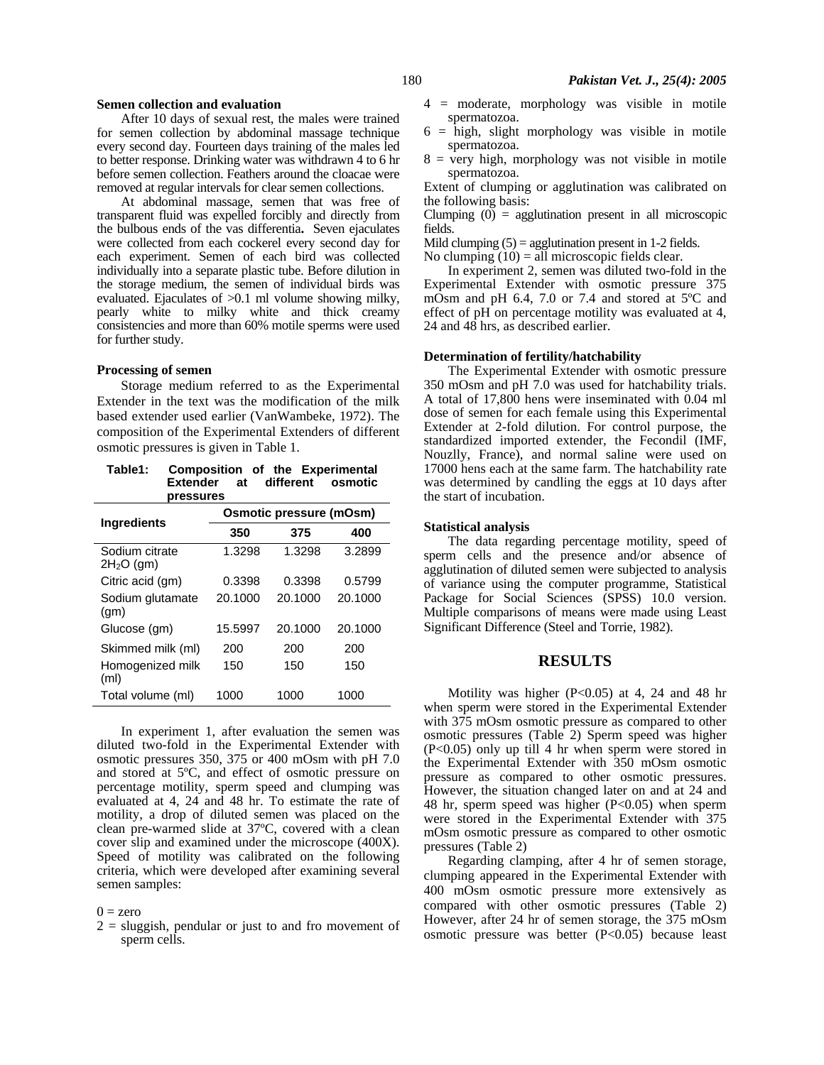### Semen collection and evaluation

After 10 days of sexual rest, the males were trained for semen collection by abdominal massage technique every second day. Fourteen days training of the males led to better response. Drinking water was withdrawn 4 to 6 hr before semen collection. Feathers around the cloacae were removed at regular intervals for clear semen collections.

At abdominal massage, semen that was free of transparent fluid was expelled forcibly and directly from the bulbous ends of the vas differentia**.** Seven ejaculates were collected from each cockerel every second day for each experiment. Semen of each bird was collected individually into a separate plastic tube. Before dilution in the storage medium, the semen of individual birds was evaluated. Ejaculates of >0.1 ml volume showing milky, pearly white to milky white and thick creamy consistencies and more than 60% motile sperms were used for further study.

### Processing of semen

Storage medium referred to as the Experimental Extender in the text was the modification of the milk based extender used earlier (VanWambeke, 1972). The composition of the Experimental Extenders of different osmotic pressures is given in Table 1.

**Table1: Composition of the Experimental Extender at different osmotic pressures**

| Ingredients | Osmotic pressure (mOsm) | | |
|---|---|---|---|
| | **350** | **375** | **400** |
| Sodium citrate $2H_2O$ (gm) | 1.3298 | 1.3298 | 3.2899 |
| Citric acid (gm) | 0.3398 | 0.3398 | 0.5799 |
| Sodium glutamate (gm) | 20.1000 | 20.1000 | 20.1000 |
| Glucose (gm) | 15.5997 | 20.1000 | 20.1000 |
| Skimmed milk (ml) | 200 | 200 | 200 |
| Homogenized milk (ml) | 150 | 150 | 150 |
| Total volume (ml) | 1000 | 1000 | 1000 |

In experiment 1, after evaluation the semen was diluted two-fold in the Experimental Extender with osmotic pressures 350, 375 or 400 mOsm with pH 7.0 and stored at 5ºC, and effect of osmotic pressure on percentage motility, sperm speed and clumping was evaluated at 4, 24 and 48 hr. To estimate the rate of motility, a drop of diluted semen was placed on the clean pre-warmed slide at 37ºC, covered with a clean cover slip and examined under the microscope (400X). Speed of motility was calibrated on the following criteria, which were developed after examining several semen samples:

0 = zero

2 = sluggish, pendular or just to and fro movement of sperm cells.

4 = moderate, morphology was visible in motile spermatozoa.

6 = high, slight morphology was visible in motile spermatozoa.

8 = very high, morphology was not visible in motile spermatozoa.

Extent of clumping or agglutination was calibrated on the following basis:

Clumping (0) = agglutination present in all microscopic fields.

Mild clumping (5) = agglutination present in 1-2 fields.

No clumping (10) = all microscopic fields clear.

In experiment 2, semen was diluted two-fold in the Experimental Extender with osmotic pressure 375 mOsm and pH 6.4, 7.0 or 7.4 and stored at 5ºC and effect of pH on percentage motility was evaluated at 4, 24 and 48 hrs, as described earlier.

### Determination of fertility/hatchability

The Experimental Extender with osmotic pressure 350 mOsm and pH 7.0 was used for hatchability trials. A total of 17,800 hens were inseminated with 0.04 ml dose of semen for each female using this Experimental Extender at 2-fold dilution. For control purpose, the standardized imported extender, the Fecondil (IMF, Nouzlly, France), and normal saline were used on 17000 hens each at the same farm. The hatchability rate was determined by candling the eggs at 10 days after the start of incubation.

### Statistical analysis

The data regarding percentage motility, speed of sperm cells and the presence and/or absence of agglutination of diluted semen were subjected to analysis of variance using the computer programme, Statistical Package for Social Sciences (SPSS) 10.0 version. Multiple comparisons of means were made using Least Significant Difference (Steel and Torrie, 1982).

## RESULTS

Motility was higher ($P<0.05$) at 4, 24 and 48 hr when sperm were stored in the Experimental Extender with 375 mOsm osmotic pressure as compared to other osmotic pressures (Table 2) Sperm speed was higher ($P<0.05$) only up till 4 hr when sperm were stored in the Experimental Extender with 350 mOsm osmotic pressure as compared to other osmotic pressures. However, the situation changed later on and at 24 and 48 hr, sperm speed was higher ($P<0.05$) when sperm were stored in the Experimental Extender with 375 mOsm osmotic pressure as compared to other osmotic pressures (Table 2)

Regarding clamping, after 4 hr of semen storage, clumping appeared in the Experimental Extender with 400 mOsm osmotic pressure more extensively as compared with other osmotic pressures (Table 2) However, after 24 hr of semen storage, the 375 mOsm osmotic pressure was better ($P<0.05$) because least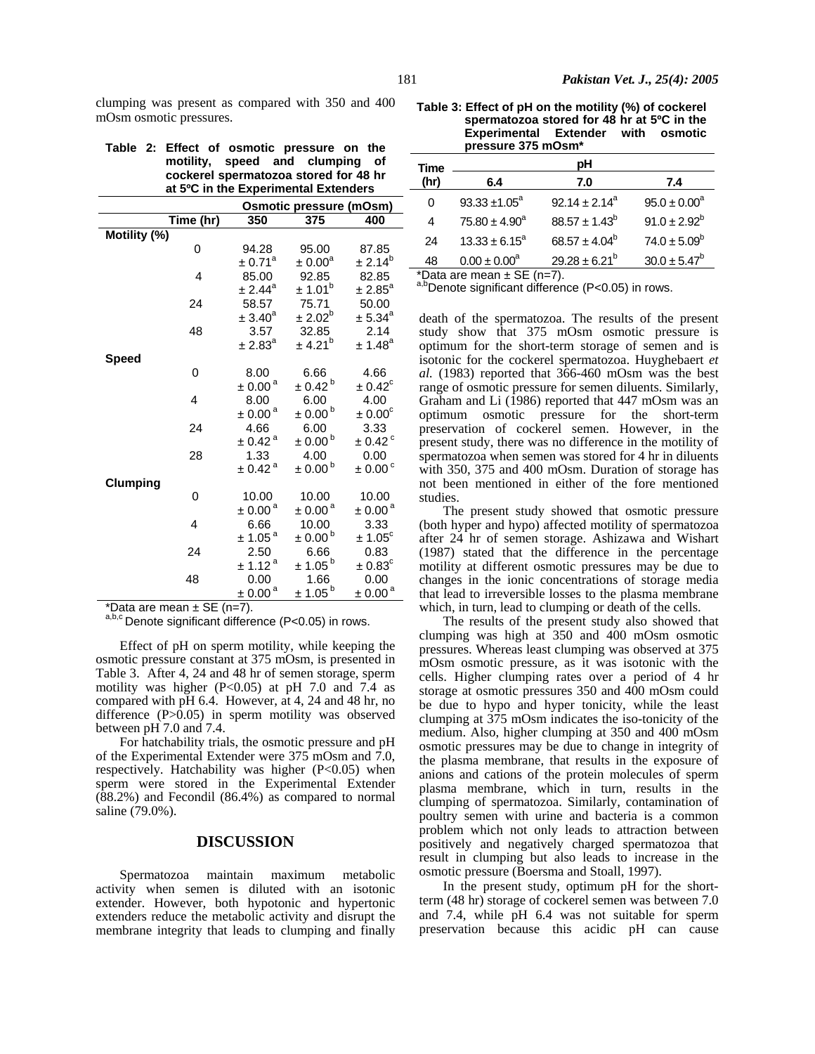clumping was present as compared with 350 and 400 mOsm osmotic pressures.

**Table 2: Effect of osmotic pressure on the motility, speed and clumping of cockerel spermatozoa stored for 48 hr at 5ºC in the Experimental Extenders**

| | Time (hr) | Osmotic pressure (mOsm) 350 | 375 | 400 |
|---|---|---|---|---|
| **Motility (%)** | | | | |
| | 0 | 94.28 ± 0.71[a] | 95.00 ± 0.00[a] | 87.85 ± 2.14[b] |
| | 4 | 85.00 ± 2.44[a] | 92.85 ± 1.01[b] | 82.85 ± 2.85[a] |
| | 24 | 58.57 ± 3.40[a] | 75.71 ± 2.02[b] | 50.00 ± 5.34[a] |
| | 48 | 3.57 ± 2.83[a] | 32.85 ± 4.21[b] | 2.14 ± 1.48[a] |
| **Speed** | | | | |
| | 0 | 8.00 ± 0.00[a] | 6.66 ± 0.42[b] | 4.66 ± 0.42[c] |
| | 4 | 8.00 ± 0.00[a] | 6.00 ± 0.00[b] | 4.00 ± 0.00[c] |
| | 24 | 4.66 ± 0.42[a] | 6.00 ± 0.00[b] | 3.33 ± 0.42[c] |
| | 28 | 1.33 ± 0.42[a] | 4.00 ± 0.00[b] | 0.00 ± 0.00[c] |
| **Clumping** | | | | |
| | 0 | 10.00 ± 0.00[a] | 10.00 ± 0.00[a] | 10.00 ± 0.00[a] |
| | 4 | 6.66 ± 1.05[a] | 10.00 ± 0.00[b] | 3.33 ± 1.05[c] |
| | 24 | 2.50 ± 1.12[a] | 6.66 ± 1.05[b] | 0.83 ± 0.83[c] |
| | 48 | 0.00 ± 0.00[a] | 1.66 ± 1.05[b] | 0.00 ± 0.00[a] |

*Data are mean ± SE (n=7).
[a,b,c] Denote significant difference (P<0.05) in rows.

Effect of pH on sperm motility, while keeping the osmotic pressure constant at 375 mOsm, is presented in Table 3. After 4, 24 and 48 hr of semen storage, sperm motility was higher (P<0.05) at pH 7.0 and 7.4 as compared with pH 6.4. However, at 4, 24 and 48 hr, no difference (P>0.05) in sperm motility was observed between pH 7.0 and 7.4.

For hatchability trials, the osmotic pressure and pH of the Experimental Extender were 375 mOsm and 7.0, respectively. Hatchability was higher (P<0.05) when sperm were stored in the Experimental Extender (88.2%) and Fecondil (86.4%) as compared to normal saline (79.0%).

## DISCUSSION

Spermatozoa maintain maximum metabolic activity when semen is diluted with an isotonic extender. However, both hypotonic and hypertonic extenders reduce the metabolic activity and disrupt the membrane integrity that leads to clumping and finally death of the spermatozoa. The results of the present study show that 375 mOsm osmotic pressure is optimum for the short-term storage of semen and is isotonic for the cockerel spermatozoa. Huyghebaert *et al.* (1983) reported that 366-460 mOsm was the best range of osmotic pressure for semen diluents. Similarly, Graham and Li (1986) reported that 447 mOsm was an optimum osmotic pressure for the short-term preservation of cockerel semen. However, in the present study, there was no difference in the motility of spermatozoa when semen was stored for 4 hr in diluents with 350, 375 and 400 mOsm. Duration of storage has not been mentioned in either of the fore mentioned studies.

The present study showed that osmotic pressure (both hyper and hypo) affected motility of spermatozoa after 24 hr of semen storage. Ashizawa and Wishart (1987) stated that the difference in the percentage motility at different osmotic pressures may be due to changes in the ionic concentrations of storage media that lead to irreversible losses to the plasma membrane which, in turn, lead to clumping or death of the cells.

The results of the present study also showed that clumping was high at 350 and 400 mOsm osmotic pressures. Whereas least clumping was observed at 375 mOsm osmotic pressure, as it was isotonic with the cells. Higher clumping rates over a period of 4 hr storage at osmotic pressures 350 and 400 mOsm could be due to hypo and hyper tonicity, while the least clumping at 375 mOsm indicates the iso-tonicity of the medium. Also, higher clumping at 350 and 400 mOsm osmotic pressures may be due to change in integrity of the plasma membrane, that results in the exposure of anions and cations of the protein molecules of sperm plasma membrane, which in turn, results in the clumping of spermatozoa. Similarly, contamination of poultry semen with urine and bacteria is a common problem which not only leads to attraction between positively and negatively charged spermatozoa that result in clumping but also leads to increase in the osmotic pressure (Boersma and Stoall, 1997).

In the present study, optimum pH for the short-term (48 hr) storage of cockerel semen was between 7.0 and 7.4, while pH 6.4 was not suitable for sperm preservation because this acidic pH can cause

**Table 3: Effect of pH on the motility (%) of cockerel spermatozoa stored for 48 hr at 5ºC in the Experimental Extender with osmotic pressure 375 mOsm***

| Time (hr) | pH 6.4 | 7.0 | 7.4 |
|---|---|---|---|
| 0 | 93.33 ±1.05[a] | 92.14 ± 2.14[a] | 95.0 ± 0.00[a] |
| 4 | 75.80 ± 4.90[a] | 88.57 ± 1.43[b] | 91.0 ± 2.92[b] |
| 24 | 13.33 ± 6.15[a] | 68.57 ± 4.04[b] | 74.0 ± 5.09[b] |
| 48 | 0.00 ± 0.00[a] | 29.28 ± 6.21[b] | 30.0 ± 5.47[b] |

*Data are mean ± SE (n=7).
[a,b]Denote significant difference (P<0.05) in rows.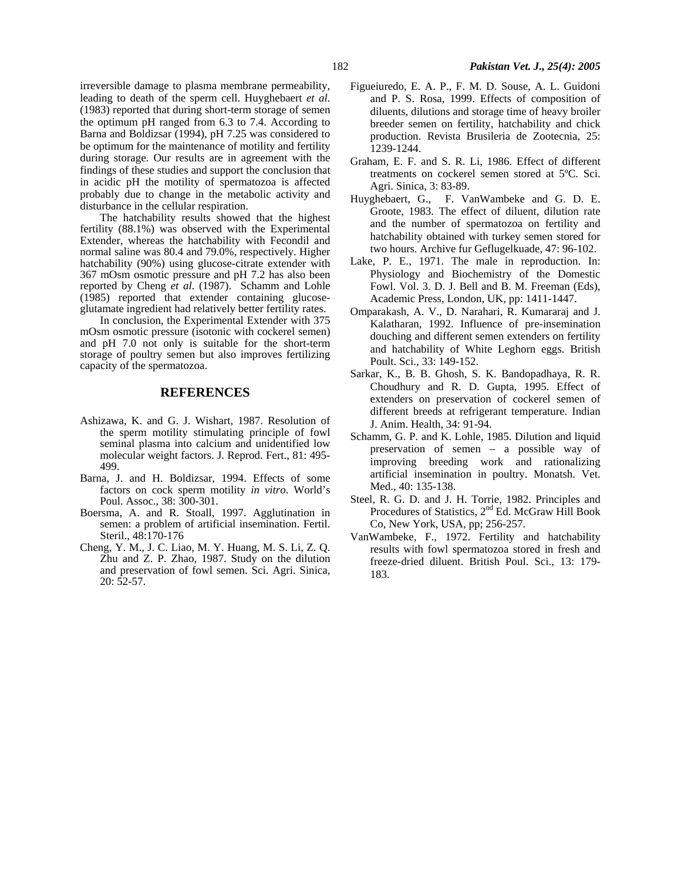irreversible damage to plasma membrane permeability, leading to death of the sperm cell. Huyghebaert *et al*. (1983) reported that during short-term storage of semen the optimum pH ranged from 6.3 to 7.4. According to Barna and Boldizsar (1994), pH 7.25 was considered to be optimum for the maintenance of motility and fertility during storage. Our results are in agreement with the findings of these studies and support the conclusion that in acidic pH the motility of spermatozoa is affected probably due to change in the metabolic activity and disturbance in the cellular respiration.

The hatchability results showed that the highest fertility (88.1%) was observed with the Experimental Extender, whereas the hatchability with Fecondil and normal saline was 80.4 and 79.0%, respectively. Higher hatchability (90%) using glucose-citrate extender with 367 mOsm osmotic pressure and pH 7.2 has also been reported by Cheng *et al*. (1987). Schamm and Lohle (1985) reported that extender containing glucose-glutamate ingredient had relatively better fertility rates.

In conclusion, the Experimental Extender with 375 mOsm osmotic pressure (isotonic with cockerel semen) and pH 7.0 not only is suitable for the short-term storage of poultry semen but also improves fertilizing capacity of the spermatozoa.

## REFERENCES

Ashizawa, K. and G. J. Wishart, 1987. Resolution of the sperm motility stimulating principle of fowl seminal plasma into calcium and unidentified low molecular weight factors. J. Reprod. Fert., 81: 495-499.

Barna, J. and H. Boldizsar, 1994. Effects of some factors on cock sperm motility *in vitro*. World's Poul. Assoc., 38: 300-301.

Boersma, A. and R. Stoall, 1997. Agglutination in semen: a problem of artificial insemination. Fertil. Steril., 48:170-176

Cheng, Y. M., J. C. Liao, M. Y. Huang, M. S. Li, Z. Q. Zhu and Z. P. Zhao, 1987. Study on the dilution and preservation of fowl semen. Sci. Agri. Sinica, 20: 52-57.

Figueiuredo, E. A. P., F. M. D. Souse, A. L. Guidoni and P. S. Rosa, 1999. Effects of composition of diluents, dilutions and storage time of heavy broiler breeder semen on fertility, hatchability and chick production. Revista Brusileria de Zootecnia, 25: 1239-1244.

Graham, E. F. and S. R. Li, 1986. Effect of different treatments on cockerel semen stored at 5ºC. Sci. Agri. Sinica, 3: 83-89.

Huyghebaert, G., F. VanWambeke and G. D. E. Groote, 1983. The effect of diluent, dilution rate and the number of spermatozoa on fertility and hatchability obtained with turkey semen stored for two hours. Archive fur Geflugelkuade, 47: 96-102.

Lake, P. E., 1971. The male in reproduction. In: Physiology and Biochemistry of the Domestic Fowl. Vol. 3. D. J. Bell and B. M. Freeman (Eds), Academic Press, London, UK, pp: 1411-1447.

Omparakash, A. V., D. Narahari, R. Kumararaj and J. Kalatharan, 1992. Influence of pre-insemination douching and different semen extenders on fertility and hatchability of White Leghorn eggs. British Poult. Sci., 33: 149-152.

Sarkar, K., B. B. Ghosh, S. K. Bandopadhaya, R. R. Choudhury and R. D. Gupta, 1995. Effect of extenders on preservation of cockerel semen of different breeds at refrigerant temperature. Indian J. Anim. Health, 34: 91-94.

Schamm, G. P. and K. Lohle, 1985. Dilution and liquid preservation of semen – a possible way of improving breeding work and rationalizing artificial insemination in poultry. Monatsh. Vet. Med., 40: 135-138.

Steel, R. G. D. and J. H. Torrie, 1982. Principles and Procedures of Statistics, 2nd Ed. McGraw Hill Book Co, New York, USA, pp; 256-257.

VanWambeke, F., 1972. Fertility and hatchability results with fowl spermatozoa stored in fresh and freeze-dried diluent. British Poul. Sci., 13: 179-183.